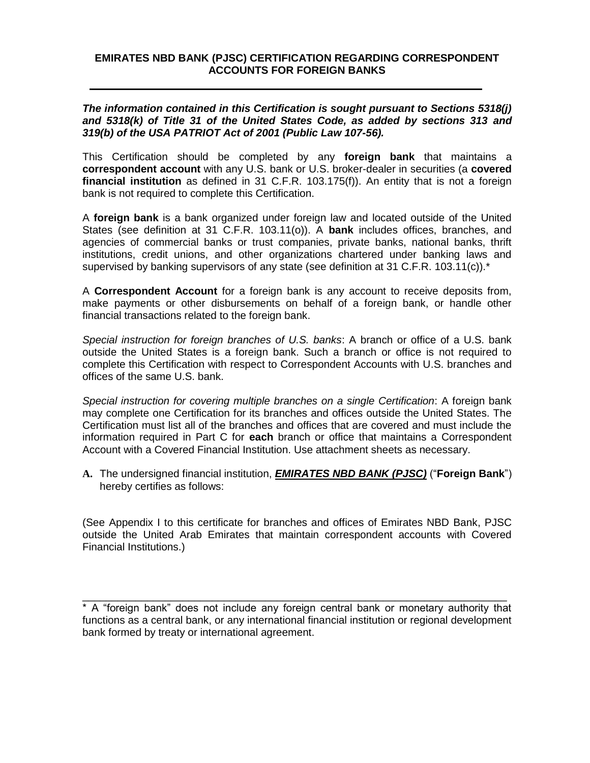# EMIRATES NBD BANK (PJSC) CERTIFICATION REGARDING CORRESPONDENT ACCOUNTS FOR FOREIGN BANKS

***The information contained in this Certification is sought pursuant to Sections 5318(j) and 5318(k) of Title 31 of the United States Code, as added by sections 313 and 319(b) of the USA PATRIOT Act of 2001 (Public Law 107-56).***

This Certification should be completed by any **foreign bank** that maintains a **correspondent account** with any U.S. bank or U.S. broker-dealer in securities (a **covered financial institution** as defined in 31 C.F.R. 103.175(f)). An entity that is not a foreign bank is not required to complete this Certification.

A **foreign bank** is a bank organized under foreign law and located outside of the United States (see definition at 31 C.F.R. 103.11(o)). A **bank** includes offices, branches, and agencies of commercial banks or trust companies, private banks, national banks, thrift institutions, credit unions, and other organizations chartered under banking laws and supervised by banking supervisors of any state (see definition at 31 C.F.R. 103.11(c)).*

A **Correspondent Account** for a foreign bank is any account to receive deposits from, make payments or other disbursements on behalf of a foreign bank, or handle other financial transactions related to the foreign bank.

*Special instruction for foreign branches of U.S. banks*: A branch or office of a U.S. bank outside the United States is a foreign bank. Such a branch or office is not required to complete this Certification with respect to Correspondent Accounts with U.S. branches and offices of the same U.S. bank.

*Special instruction for covering multiple branches on a single Certification*: A foreign bank may complete one Certification for its branches and offices outside the United States. The Certification must list all of the branches and offices that are covered and must include the information required in Part C for **each** branch or office that maintains a Correspondent Account with a Covered Financial Institution. Use attachment sheets as necessary.

**A.** The undersigned financial institution, ***EMIRATES NBD BANK (PJSC)*** ("**Foreign Bank**") hereby certifies as follows:

(See Appendix I to this certificate for branches and offices of Emirates NBD Bank, PJSC outside the United Arab Emirates that maintain correspondent accounts with Covered Financial Institutions.)

---

* A "foreign bank" does not include any foreign central bank or monetary authority that functions as a central bank, or any international financial institution or regional development bank formed by treaty or international agreement.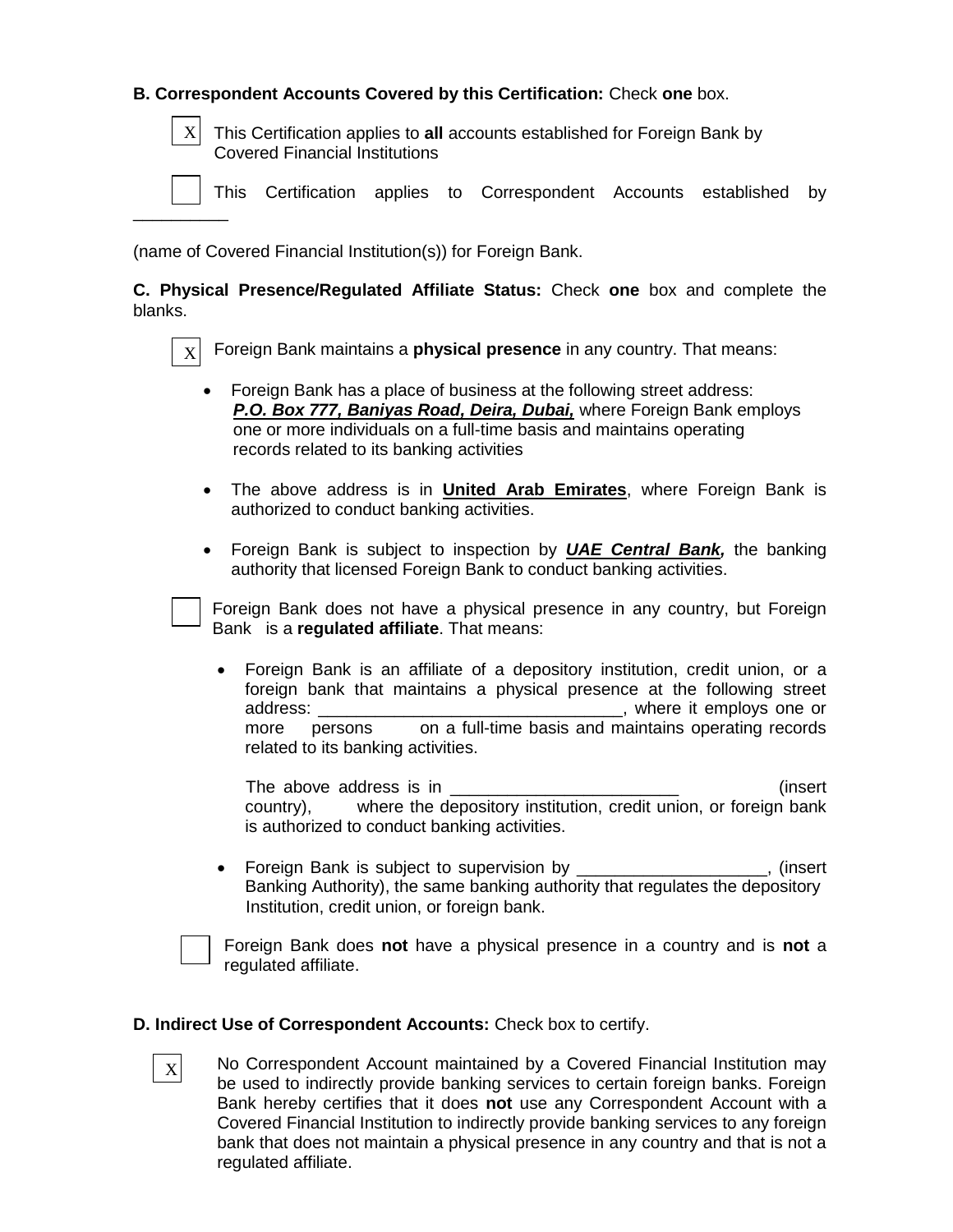**B. Correspondent Accounts Covered by this Certification:** Check **one** box.

[X] This Certification applies to **all** accounts established for Foreign Bank by Covered Financial Institutions

[ ] This Certification applies to Correspondent Accounts established by __________

(name of Covered Financial Institution(s)) for Foreign Bank.

**C. Physical Presence/Regulated Affiliate Status:** Check **one** box and complete the blanks.

[X] Foreign Bank maintains a **physical presence** in any country. That means:

- Foreign Bank has a place of business at the following street address: ***P.O. Box 777, Baniyas Road, Deira, Dubai,*** where Foreign Bank employs one or more individuals on a full-time basis and maintains operating records related to its banking activities

- The above address is in **United Arab Emirates**, where Foreign Bank is authorized to conduct banking activities.

- Foreign Bank is subject to inspection by ***UAE Central Bank,*** the banking authority that licensed Foreign Bank to conduct banking activities.

[ ] Foreign Bank does not have a physical presence in any country, but Foreign Bank is a **regulated affiliate**. That means:

- Foreign Bank is an affiliate of a depository institution, credit union, or a foreign bank that maintains a physical presence at the following street address: ________________________________, where it employs one or more persons on a full-time basis and maintains operating records related to its banking activities.

  The above address is in ________________________ (insert country), where the depository institution, credit union, or foreign bank is authorized to conduct banking activities.

- Foreign Bank is subject to supervision by ____________________, (insert Banking Authority), the same banking authority that regulates the depository Institution, credit union, or foreign bank.

[ ] Foreign Bank does **not** have a physical presence in a country and is **not** a regulated affiliate.

**D. Indirect Use of Correspondent Accounts:** Check box to certify.

[X] No Correspondent Account maintained by a Covered Financial Institution may be used to indirectly provide banking services to certain foreign banks. Foreign Bank hereby certifies that it does **not** use any Correspondent Account with a Covered Financial Institution to indirectly provide banking services to any foreign bank that does not maintain a physical presence in any country and that is not a regulated affiliate.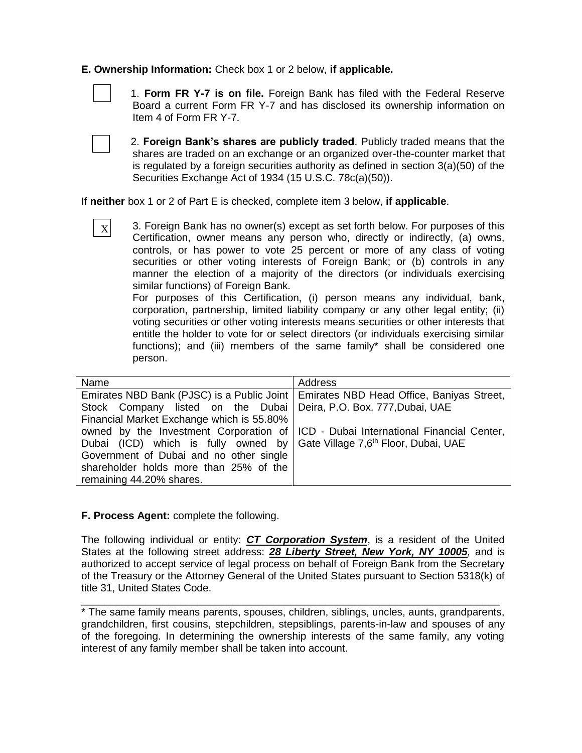**E. Ownership Information:** Check box 1 or 2 below, **if applicable.**

☐ 1. **Form FR Y-7 is on file.** Foreign Bank has filed with the Federal Reserve Board a current Form FR Y-7 and has disclosed its ownership information on Item 4 of Form FR Y-7.

☐ 2. **Foreign Bank's shares are publicly traded**. Publicly traded means that the shares are traded on an exchange or an organized over-the-counter market that is regulated by a foreign securities authority as defined in section 3(a)(50) of the Securities Exchange Act of 1934 (15 U.S.C. 78c(a)(50)).

If **neither** box 1 or 2 of Part E is checked, complete item 3 below, **if applicable**.

☒ 3. Foreign Bank has no owner(s) except as set forth below. For purposes of this Certification, owner means any person who, directly or indirectly, (a) owns, controls, or has power to vote 25 percent or more of any class of voting securities or other voting interests of Foreign Bank; or (b) controls in any manner the election of a majority of the directors (or individuals exercising similar functions) of Foreign Bank.

For purposes of this Certification, (i) person means any individual, bank, corporation, partnership, limited liability company or any other legal entity; (ii) voting securities or other voting interests means securities or other interests that entitle the holder to vote for or select directors (or individuals exercising similar functions); and (iii) members of the same family* shall be considered one person.

| Name | Address |
| --- | --- |
| Emirates NBD Bank (PJSC) is a Public Joint Stock Company listed on the Dubai Financial Market Exchange which is 55.80% owned by the Investment Corporation of Dubai (ICD) which is fully owned by Government of Dubai and no other single shareholder holds more than 25% of the remaining 44.20% shares. | Emirates NBD Head Office, Baniyas Street, Deira, P.O. Box. 777,Dubai, UAE<br><br>ICD - Dubai International Financial Center, Gate Village 7,6th Floor, Dubai, UAE |

**F. Process Agent:** complete the following.

The following individual or entity: ***CT Corporation System***, is a resident of the United States at the following street address: ***28 Liberty Street, New York, NY 10005***, and is authorized to accept service of legal process on behalf of Foreign Bank from the Secretary of the Treasury or the Attorney General of the United States pursuant to Section 5318(k) of title 31, United States Code.

---

* The same family means parents, spouses, children, siblings, uncles, aunts, grandparents, grandchildren, first cousins, stepchildren, stepsiblings, parents-in-law and spouses of any of the foregoing. In determining the ownership interests of the same family, any voting interest of any family member shall be taken into account.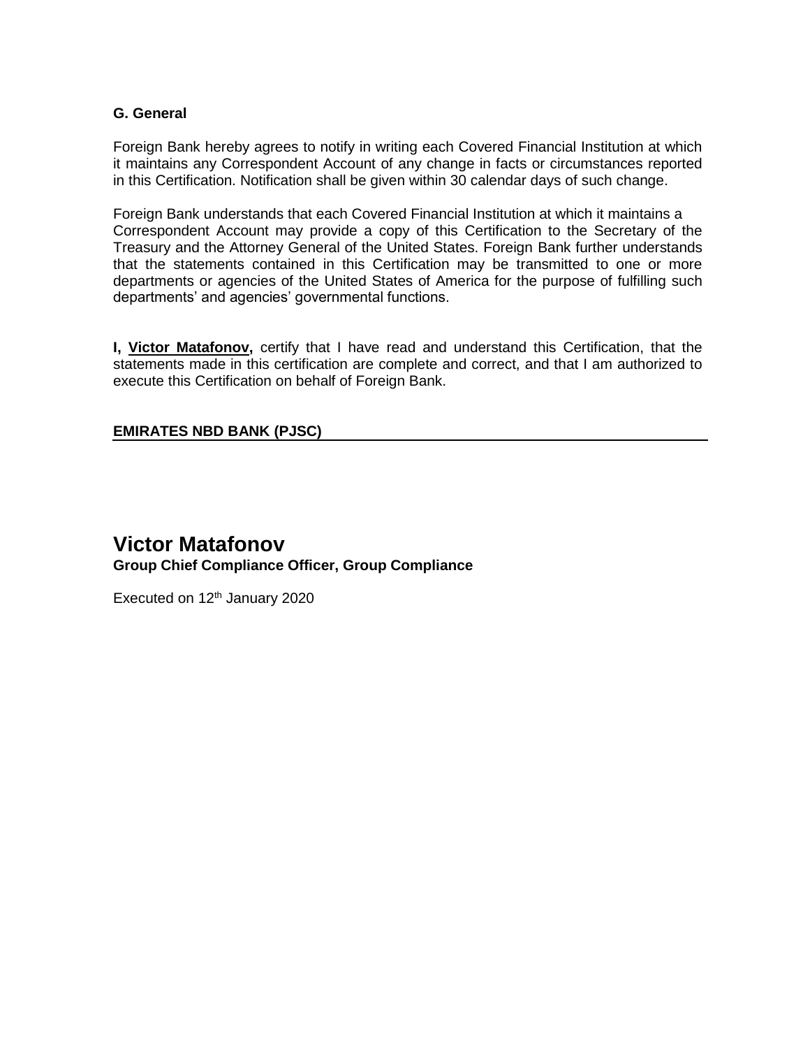**G. General**

Foreign Bank hereby agrees to notify in writing each Covered Financial Institution at which it maintains any Correspondent Account of any change in facts or circumstances reported in this Certification. Notification shall be given within 30 calendar days of such change.

Foreign Bank understands that each Covered Financial Institution at which it maintains a Correspondent Account may provide a copy of this Certification to the Secretary of the Treasury and the Attorney General of the United States. Foreign Bank further understands that the statements contained in this Certification may be transmitted to one or more departments or agencies of the United States of America for the purpose of fulfilling such departments' and agencies' governmental functions.

**I, Victor Matafonov,** certify that I have read and understand this Certification, that the statements made in this certification are complete and correct, and that I am authorized to execute this Certification on behalf of Foreign Bank.

**EMIRATES NBD BANK (PJSC)**

## Victor Matafonov

**Group Chief Compliance Officer, Group Compliance**

Executed on 12th January 2020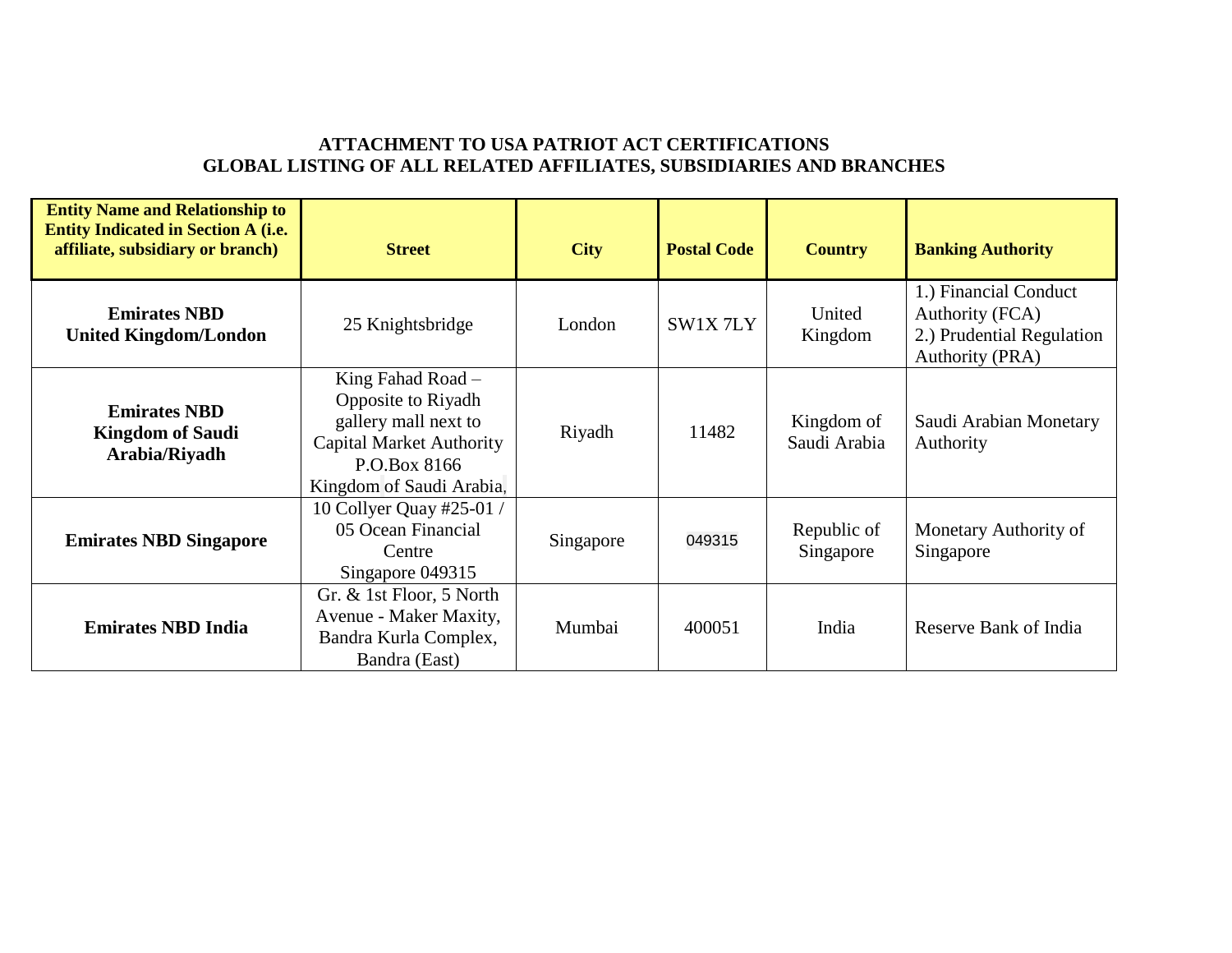**ATTACHMENT TO USA PATRIOT ACT CERTIFICATIONS**
**GLOBAL LISTING OF ALL RELATED AFFILIATES, SUBSIDIARIES AND BRANCHES**

| Entity Name and Relationship to Entity Indicated in Section A (i.e. affiliate, subsidiary or branch) | Street | City | Postal Code | Country | Banking Authority |
|---|---|---|---|---|---|
| **Emirates NBD United Kingdom/London** | 25 Knightsbridge | London | SW1X 7LY | United Kingdom | 1.) Financial Conduct Authority (FCA) 2.) Prudential Regulation Authority (PRA) |
| **Emirates NBD Kingdom of Saudi Arabia/Riyadh** | King Fahad Road – Opposite to Riyadh gallery mall next to Capital Market Authority P.O.Box 8166 Kingdom of Saudi Arabia, | Riyadh | 11482 | Kingdom of Saudi Arabia | Saudi Arabian Monetary Authority |
| **Emirates NBD Singapore** | 10 Collyer Quay #25-01 / 05 Ocean Financial Centre Singapore 049315 | Singapore | 049315 | Republic of Singapore | Monetary Authority of Singapore |
| **Emirates NBD India** | Gr. & 1st Floor, 5 North Avenue - Maker Maxity, Bandra Kurla Complex, Bandra (East) | Mumbai | 400051 | India | Reserve Bank of India |